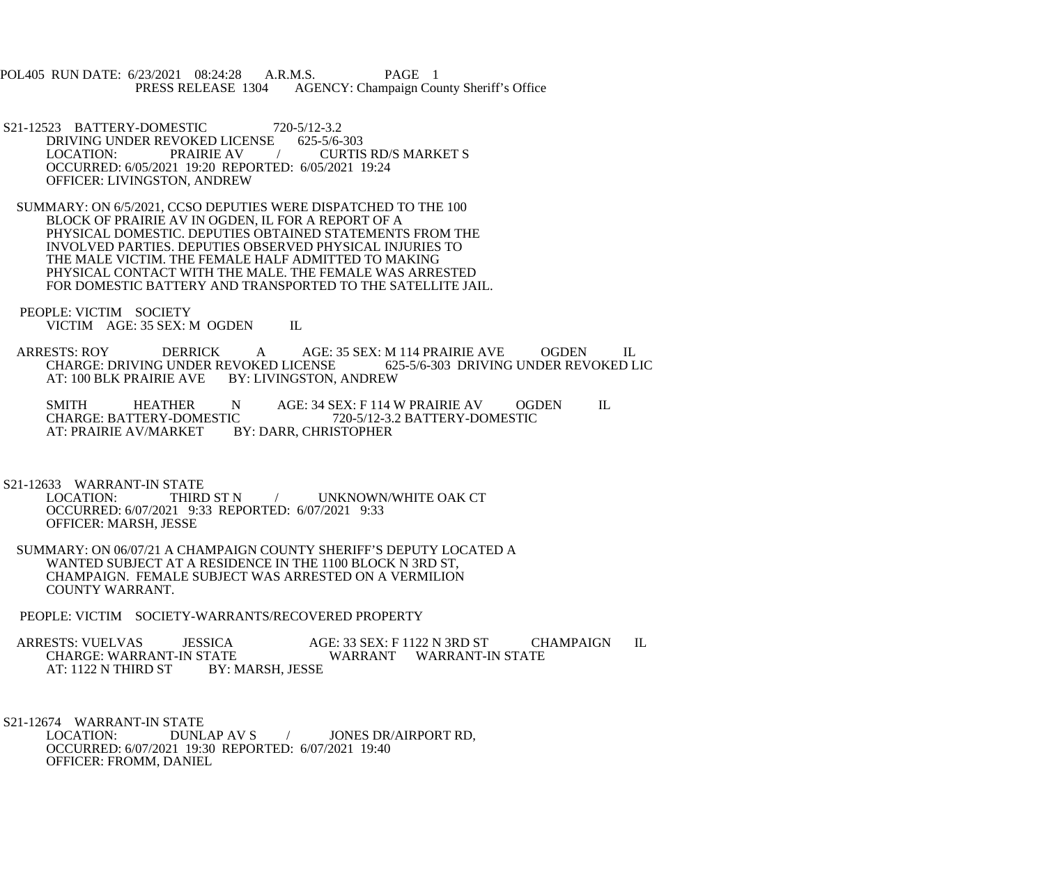POL405 RUN DATE: 6/23/2021 08:24:28 A.R.M.S. PAGE 1
PRESS RELEASE 1304 AGENCY: Champaign County Sheriff's Office

S21-12523 BATTERY-DOMESTIC 720-5/12-3.2
DRIVING UNDER REVOKED LICENSE 625-5/6-303
LOCATION: PRAIRIE AV / CURTIS RD/S MARKET S
OCCURRED: 6/05/2021 19:20 REPORTED: 6/05/2021 19:24
OFFICER: LIVINGSTON, ANDREW

SUMMARY: ON 6/5/2021, CCSO DEPUTIES WERE DISPATCHED TO THE 100 BLOCK OF PRAIRIE AV IN OGDEN, IL FOR A REPORT OF A PHYSICAL DOMESTIC. DEPUTIES OBTAINED STATEMENTS FROM THE INVOLVED PARTIES. DEPUTIES OBSERVED PHYSICAL INJURIES TO THE MALE VICTIM. THE FEMALE HALF ADMITTED TO MAKING PHYSICAL CONTACT WITH THE MALE. THE FEMALE WAS ARRESTED FOR DOMESTIC BATTERY AND TRANSPORTED TO THE SATELLITE JAIL.

PEOPLE: VICTIM SOCIETY
VICTIM AGE: 35 SEX: M OGDEN IL

ARRESTS: ROY DERRICK A AGE: 35 SEX: M 114 PRAIRIE AVE OGDEN IL
CHARGE: DRIVING UNDER REVOKED LICENSE 625-5/6-303 DRIVING UNDER REVOKED LIC
AT: 100 BLK PRAIRIE AVE BY: LIVINGSTON, ANDREW

SMITH HEATHER N AGE: 34 SEX: F 114 W PRAIRIE AV OGDEN IL
CHARGE: BATTERY-DOMESTIC 720-5/12-3.2 BATTERY-DOMESTIC
AT: PRAIRIE AV/MARKET BY: DARR, CHRISTOPHER

S21-12633 WARRANT-IN STATE
LOCATION: THIRD ST N / UNKNOWN/WHITE OAK CT
OCCURRED: 6/07/2021 9:33 REPORTED: 6/07/2021 9:33
OFFICER: MARSH, JESSE

SUMMARY: ON 06/07/21 A CHAMPAIGN COUNTY SHERIFF'S DEPUTY LOCATED A WANTED SUBJECT AT A RESIDENCE IN THE 1100 BLOCK N 3RD ST, CHAMPAIGN. FEMALE SUBJECT WAS ARRESTED ON A VERMILION COUNTY WARRANT.

PEOPLE: VICTIM SOCIETY-WARRANTS/RECOVERED PROPERTY

ARRESTS: VUELVAS JESSICA AGE: 33 SEX: F 1122 N 3RD ST CHAMPAIGN IL
CHARGE: WARRANT-IN STATE WARRANT WARRANT-IN STATE
AT: 1122 N THIRD ST BY: MARSH, JESSE

S21-12674 WARRANT-IN STATE
LOCATION: DUNLAP AV S / JONES DR/AIRPORT RD,
OCCURRED: 6/07/2021 19:30 REPORTED: 6/07/2021 19:40
OFFICER: FROMM, DANIEL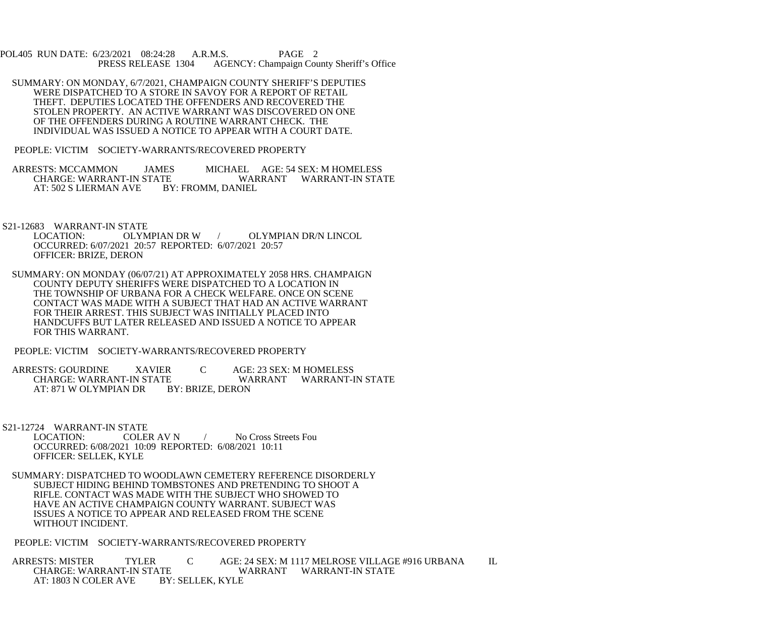SUMMARY: ON MONDAY, 6/7/2021, CHAMPAIGN COUNTY SHERIFF'S DEPUTIES WERE DISPATCHED TO A STORE IN SAVOY FOR A REPORT OF RETAIL THEFT. DEPUTIES LOCATED THE OFFENDERS AND RECOVERED THE STOLEN PROPERTY. AN ACTIVE WARRANT WAS DISCOVERED ON ONE OF THE OFFENDERS DURING A ROUTINE WARRANT CHECK. THE INDIVIDUAL WAS ISSUED A NOTICE TO APPEAR WITH A COURT DATE.

PEOPLE: VICTIM SOCIETY-WARRANTS/RECOVERED PROPERTY

ARRESTS: MCCAMMON JAMES MICHAEL AGE: 54 SEX: M HOMELESS
CHARGE: WARRANT-IN STATE WARRANT WARRANT-IN STATE
AT: 502 S LIERMAN AVE BY: FROMM, DANIEL

S21-12683 WARRANT-IN STATE
LOCATION: OLYMPIAN DR W / OLYMPIAN DR/N LINCOL
OCCURRED: 6/07/2021 20:57 REPORTED: 6/07/2021 20:57
OFFICER: BRIZE, DERON

SUMMARY: ON MONDAY (06/07/21) AT APPROXIMATELY 2058 HRS. CHAMPAIGN COUNTY DEPUTY SHERIFFS WERE DISPATCHED TO A LOCATION IN THE TOWNSHIP OF URBANA FOR A CHECK WELFARE. ONCE ON SCENE CONTACT WAS MADE WITH A SUBJECT THAT HAD AN ACTIVE WARRANT FOR THEIR ARREST. THIS SUBJECT WAS INITIALLY PLACED INTO HANDCUFFS BUT LATER RELEASED AND ISSUED A NOTICE TO APPEAR FOR THIS WARRANT.

PEOPLE: VICTIM SOCIETY-WARRANTS/RECOVERED PROPERTY

ARRESTS: GOURDINE XAVIER C AGE: 23 SEX: M HOMELESS
CHARGE: WARRANT-IN STATE WARRANT WARRANT-IN STATE
AT: 871 W OLYMPIAN DR BY: BRIZE, DERON

S21-12724 WARRANT-IN STATE
LOCATION: COLER AV N / No Cross Streets Fou
OCCURRED: 6/08/2021 10:09 REPORTED: 6/08/2021 10:11
OFFICER: SELLEK, KYLE

SUMMARY: DISPATCHED TO WOODLAWN CEMETERY REFERENCE DISORDERLY SUBJECT HIDING BEHIND TOMBSTONES AND PRETENDING TO SHOOT A RIFLE. CONTACT WAS MADE WITH THE SUBJECT WHO SHOWED TO HAVE AN ACTIVE CHAMPAIGN COUNTY WARRANT. SUBJECT WAS ISSUES A NOTICE TO APPEAR AND RELEASED FROM THE SCENE WITHOUT INCIDENT.

PEOPLE: VICTIM SOCIETY-WARRANTS/RECOVERED PROPERTY

ARRESTS: MISTER TYLER C AGE: 24 SEX: M 1117 MELROSE VILLAGE #916 URBANA IL
CHARGE: WARRANT-IN STATE WARRANT WARRANT-IN STATE
AT: 1803 N COLER AVE BY: SELLEK, KYLE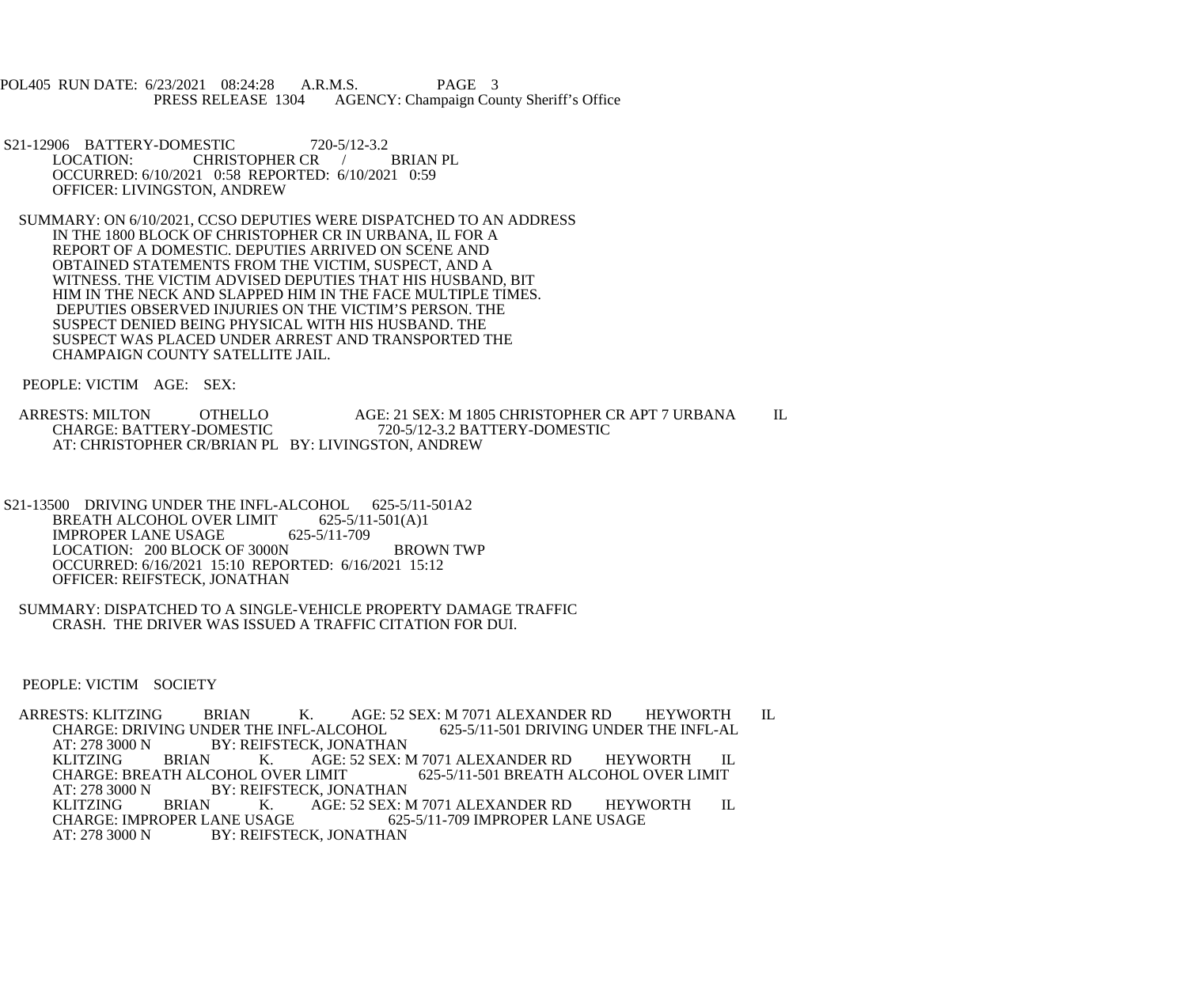S21-12906 BATTERY-DOMESTIC 720-5/12-3.2
LOCATION: CHRISTOPHER CR / BRIAN PL
OCCURRED: 6/10/2021 0:58 REPORTED: 6/10/2021 0:59
OFFICER: LIVINGSTON, ANDREW

SUMMARY: ON 6/10/2021, CCSO DEPUTIES WERE DISPATCHED TO AN ADDRESS IN THE 1800 BLOCK OF CHRISTOPHER CR IN URBANA, IL FOR A REPORT OF A DOMESTIC. DEPUTIES ARRIVED ON SCENE AND OBTAINED STATEMENTS FROM THE VICTIM, SUSPECT, AND A WITNESS. THE VICTIM ADVISED DEPUTIES THAT HIS HUSBAND, BIT HIM IN THE NECK AND SLAPPED HIM IN THE FACE MULTIPLE TIMES. DEPUTIES OBSERVED INJURIES ON THE VICTIM'S PERSON. THE SUSPECT DENIED BEING PHYSICAL WITH HIS HUSBAND. THE SUSPECT WAS PLACED UNDER ARREST AND TRANSPORTED THE CHAMPAIGN COUNTY SATELLITE JAIL.

PEOPLE: VICTIM AGE: SEX:

ARRESTS: MILTON OTHELLO AGE: 21 SEX: M 1805 CHRISTOPHER CR APT 7 URBANA IL
CHARGE: BATTERY-DOMESTIC 720-5/12-3.2 BATTERY-DOMESTIC
AT: CHRISTOPHER CR/BRIAN PL BY: LIVINGSTON, ANDREW

S21-13500 DRIVING UNDER THE INFL-ALCOHOL 625-5/11-501A2
BREATH ALCOHOL OVER LIMIT 625-5/11-501(A)1
IMPROPER LANE USAGE 625-5/11-709
LOCATION: 200 BLOCK OF 3000N BROWN TWP
OCCURRED: 6/16/2021 15:10 REPORTED: 6/16/2021 15:12
OFFICER: REIFSTECK, JONATHAN

SUMMARY: DISPATCHED TO A SINGLE-VEHICLE PROPERTY DAMAGE TRAFFIC CRASH. THE DRIVER WAS ISSUED A TRAFFIC CITATION FOR DUI.

PEOPLE: VICTIM SOCIETY

ARRESTS: KLITZING BRIAN K. AGE: 52 SEX: M 7071 ALEXANDER RD HEYWORTH IL
CHARGE: DRIVING UNDER THE INFL-ALCOHOL 625-5/11-501 DRIVING UNDER THE INFL-AL
AT: 278 3000 N BY: REIFSTECK, JONATHAN
KLITZING BRIAN K. AGE: 52 SEX: M 7071 ALEXANDER RD HEYWORTH IL
CHARGE: BREATH ALCOHOL OVER LIMIT 625-5/11-501 BREATH ALCOHOL OVER LIMIT
AT: 278 3000 N BY: REIFSTECK, JONATHAN
KLITZING BRIAN K. AGE: 52 SEX: M 7071 ALEXANDER RD HEYWORTH IL
CHARGE: IMPROPER LANE USAGE 625-5/11-709 IMPROPER LANE USAGE
AT: 278 3000 N BY: REIFSTECK, JONATHAN